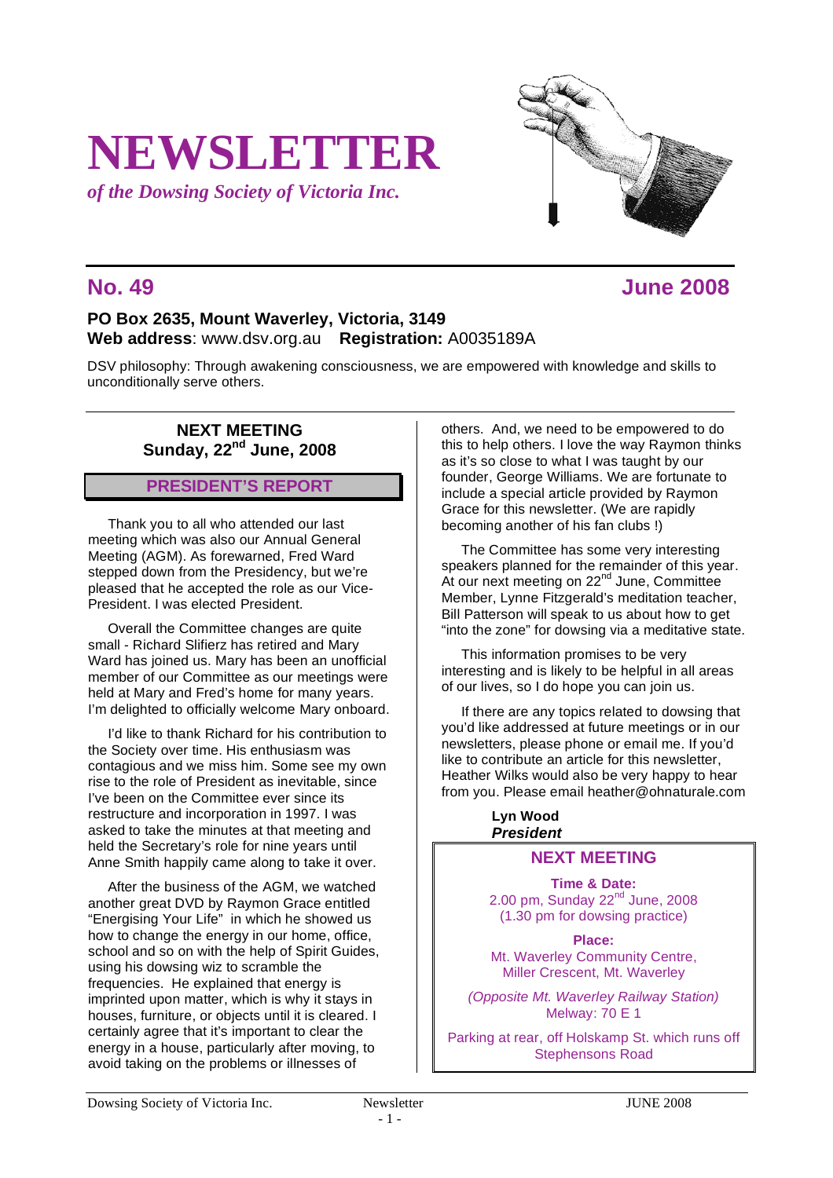# NEWSLETTER

*of the Dowsing Society of Victoria Inc.*

## No. 49 June 2008

**PO Box 2635, Mount Waverley, Victoria, 3149**
**Web address**: www.dsv.org.au **Registration:** A0035189A

DSV philosophy: Through awakening consciousness, we are empowered with knowledge and skills to unconditionally serve others.

### NEXT MEETING
### Sunday, 22nd June, 2008

## PRESIDENT'S REPORT

Thank you to all who attended our last meeting which was also our Annual General Meeting (AGM). As forewarned, Fred Ward stepped down from the Presidency, but we're pleased that he accepted the role as our Vice-President. I was elected President.

Overall the Committee changes are quite small - Richard Slifierz has retired and Mary Ward has joined us. Mary has been an unofficial member of our Committee as our meetings were held at Mary and Fred's home for many years. I'm delighted to officially welcome Mary onboard.

I'd like to thank Richard for his contribution to the Society over time. His enthusiasm was contagious and we miss him. Some see my own rise to the role of President as inevitable, since I've been on the Committee ever since its restructure and incorporation in 1997. I was asked to take the minutes at that meeting and held the Secretary's role for nine years until Anne Smith happily came along to take it over.

After the business of the AGM, we watched another great DVD by Raymon Grace entitled "Energising Your Life" in which he showed us how to change the energy in our home, office, school and so on with the help of Spirit Guides, using his dowsing wiz to scramble the frequencies. He explained that energy is imprinted upon matter, which is why it stays in houses, furniture, or objects until it is cleared. I certainly agree that it's important to clear the energy in a house, particularly after moving, to avoid taking on the problems or illnesses of others. And, we need to be empowered to do this to help others. I love the way Raymon thinks as it's so close to what I was taught by our founder, George Williams. We are fortunate to include a special article provided by Raymon Grace for this newsletter. (We are rapidly becoming another of his fan clubs !)

The Committee has some very interesting speakers planned for the remainder of this year. At our next meeting on 22nd June, Committee Member, Lynne Fitzgerald's meditation teacher, Bill Patterson will speak to us about how to get "into the zone" for dowsing via a meditative state.

This information promises to be very interesting and is likely to be helpful in all areas of our lives, so I do hope you can join us.

If there are any topics related to dowsing that you'd like addressed at future meetings or in our newsletters, please phone or email me. If you'd like to contribute an article for this newsletter, Heather Wilks would also be very happy to hear from you. Please email heather@ohnaturale.com

**Lyn Wood**
***President***

## NEXT MEETING

**Time & Date:**
2.00 pm, Sunday 22nd June, 2008
(1.30 pm for dowsing practice)

**Place:**
Mt. Waverley Community Centre,
Miller Crescent, Mt. Waverley

*(Opposite Mt. Waverley Railway Station)*
Melway: 70 E 1

Parking at rear, off Holskamp St. which runs off Stephensons Road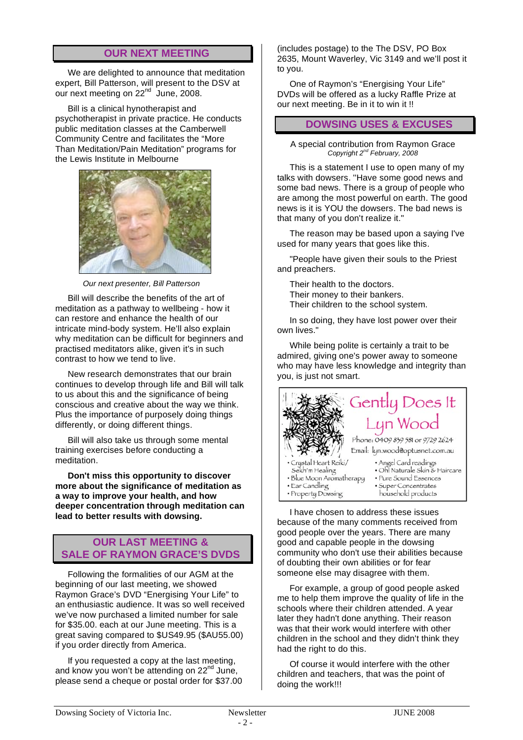## OUR NEXT MEETING

We are delighted to announce that meditation expert, Bill Patterson, will present to the DSV at our next meeting on 22nd June, 2008.

Bill is a clinical hynotherapist and psychotherapist in private practice. He conducts public meditation classes at the Camberwell Community Centre and facilitates the "More Than Meditation/Pain Meditation" programs for the Lewis Institute in Melbourne

*Our next presenter, Bill Patterson*

Bill will describe the benefits of the art of meditation as a pathway to wellbeing - how it can restore and enhance the health of our intricate mind-body system. He'll also explain why meditation can be difficult for beginners and practised meditators alike, given it's in such contrast to how we tend to live.

New research demonstrates that our brain continues to develop through life and Bill will talk to us about this and the significance of being conscious and creative about the way we think. Plus the importance of purposely doing things differently, or doing different things.

Bill will also take us through some mental training exercises before conducting a meditation.

**Don't miss this opportunity to discover more about the significance of meditation as a way to improve your health, and how deeper concentration through meditation can lead to better results with dowsing.**

## OUR LAST MEETING & SALE OF RAYMON GRACE'S DVDS

Following the formalities of our AGM at the beginning of our last meeting, we showed Raymon Grace's DVD "Energising Your Life" to an enthusiastic audience. It was so well received we've now purchased a limited number for sale for $35.00. each at our June meeting. This is a great saving compared to $US49.95 ($AU55.00) if you order directly from America.

If you requested a copy at the last meeting, and know you won't be attending on 22nd June, please send a cheque or postal order for $37.00 (includes postage) to the The DSV, PO Box 2635, Mount Waverley, Vic 3149 and we'll post it to you.

One of Raymon's "Energising Your Life" DVDs will be offered as a lucky Raffle Prize at our next meeting. Be in it to win it !!

## DOWSING USES & EXCUSES

A special contribution from Raymon Grace
*Copyright 2nd February, 2008*

This is a statement I use to open many of my talks with dowsers. "Have some good news and some bad news. There is a group of people who are among the most powerful on earth. The good news is it is YOU the dowsers. The bad news is that many of you don't realize it."

The reason may be based upon a saying I've used for many years that goes like this.

"People have given their souls to the Priest and preachers.

Their health to the doctors.
Their money to their bankers.
Their children to the school system.

In so doing, they have lost power over their own lives."

While being polite is certainly a trait to be admired, giving one's power away to someone who may have less knowledge and integrity than you, is just not smart.

> **Gently Does It**
> **Lyn Wood**
> Phone: 0409 859 581 or 9729 2624
> Email: lyn.wood@optusnet.com.au
>
> - Crystal Heart Reiki/ Sekh'm Healing
> - Blue Moon Aromatherapy
> - Ear Candling
> - Property Dowsing
> - Angel Card readings
> - Oh! Naturale Skin & Haircare
> - Pure Sound Essences
> - Super Concentrates household products

I have chosen to address these issues because of the many comments received from good people over the years. There are many good and capable people in the dowsing community who don't use their abilities because of doubting their own abilities or for fear someone else may disagree with them.

For example, a group of good people asked me to help them improve the quality of life in the schools where their children attended. A year later they hadn't done anything. Their reason was that their work would interfere with other children in the school and they didn't think they had the right to do this.

Of course it would interfere with the other children and teachers, that was the point of doing the work!!!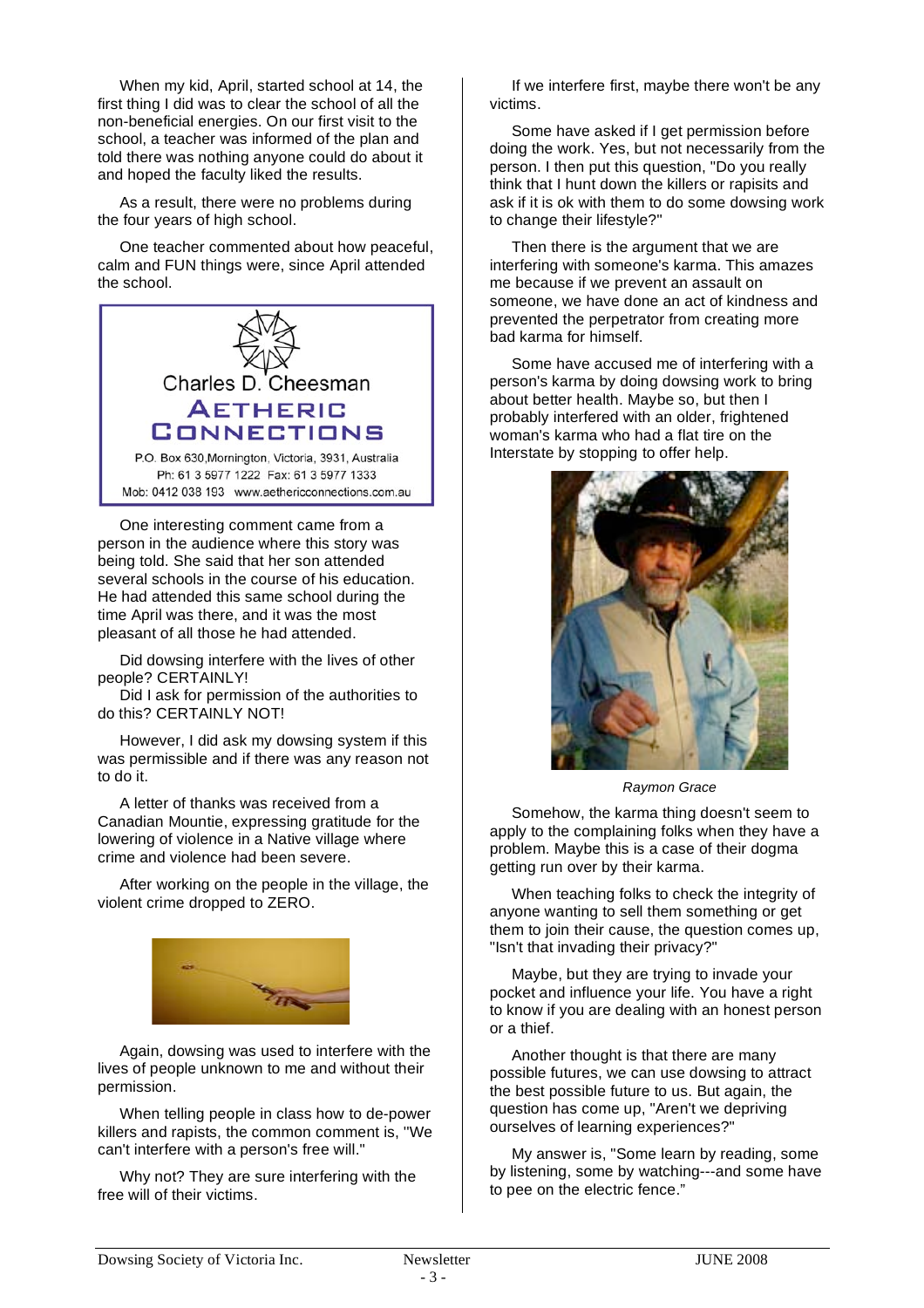When my kid, April, started school at 14, the first thing I did was to clear the school of all the non-beneficial energies. On our first visit to the school, a teacher was informed of the plan and told there was nothing anyone could do about it and hoped the faculty liked the results.

As a result, there were no problems during the four years of high school.

One teacher commented about how peaceful, calm and FUN things were, since April attended the school.

Charles D. Cheesman
**AETHERIC CONNECTIONS**
P.O. Box 630, Mornington, Victoria, 3931, Australia
Ph: 61 3 5977 1222 Fax: 61 3 5977 1333
Mob: 0412 038 193 www.aethericconnections.com.au

One interesting comment came from a person in the audience where this story was being told. She said that her son attended several schools in the course of his education. He had attended this same school during the time April was there, and it was the most pleasant of all those he had attended.

Did dowsing interfere with the lives of other people? CERTAINLY!

Did I ask for permission of the authorities to do this? CERTAINLY NOT!

However, I did ask my dowsing system if this was permissible and if there was any reason not to do it.

A letter of thanks was received from a Canadian Mountie, expressing gratitude for the lowering of violence in a Native village where crime and violence had been severe.

After working on the people in the village, the violent crime dropped to ZERO.

Again, dowsing was used to interfere with the lives of people unknown to me and without their permission.

When telling people in class how to de-power killers and rapists, the common comment is, "We can't interfere with a person's free will."

Why not? They are sure interfering with the free will of their victims.

If we interfere first, maybe there won't be any victims.

Some have asked if I get permission before doing the work. Yes, but not necessarily from the person. I then put this question, "Do you really think that I hunt down the killers or rapists and ask if it is ok with them to do some dowsing work to change their lifestyle?"

Then there is the argument that we are interfering with someone's karma. This amazes me because if we prevent an assault on someone, we have done an act of kindness and prevented the perpetrator from creating more bad karma for himself.

Some have accused me of interfering with a person's karma by doing dowsing work to bring about better health. Maybe so, but then I probably interfered with an older, frightened woman's karma who had a flat tire on the Interstate by stopping to offer help.

*Raymon Grace*

Somehow, the karma thing doesn't seem to apply to the complaining folks when they have a problem. Maybe this is a case of their dogma getting run over by their karma.

When teaching folks to check the integrity of anyone wanting to sell them something or get them to join their cause, the question comes up, "Isn't that invading their privacy?"

Maybe, but they are trying to invade your pocket and influence your life. You have a right to know if you are dealing with an honest person or a thief.

Another thought is that there are many possible futures, we can use dowsing to attract the best possible future to us. But again, the question has come up, "Aren't we depriving ourselves of learning experiences?"

My answer is, "Some learn by reading, some by listening, some by watching---and some have to pee on the electric fence."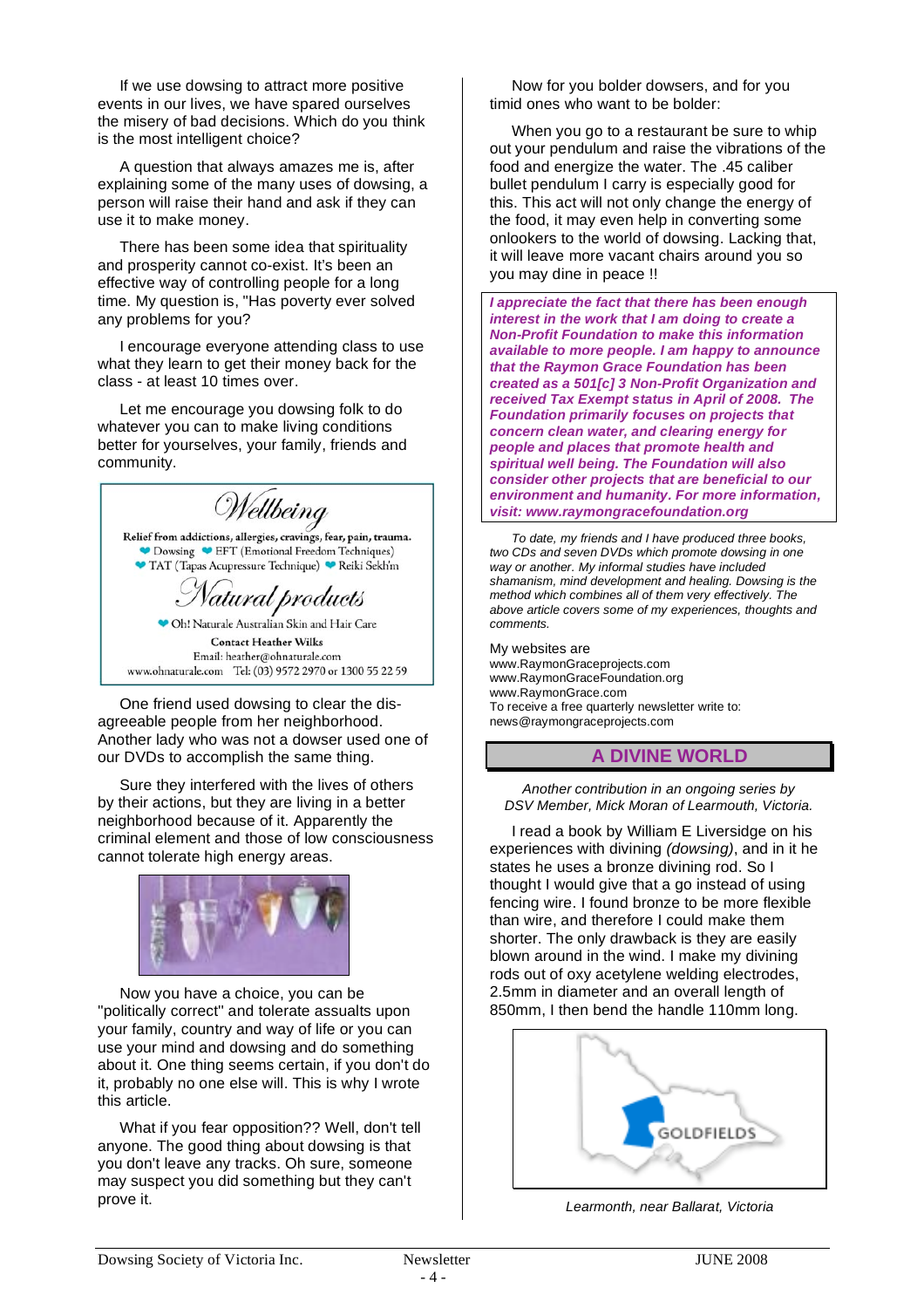If we use dowsing to attract more positive events in our lives, we have spared ourselves the misery of bad decisions. Which do you think is the most intelligent choice?

A question that always amazes me is, after explaining some of the many uses of dowsing, a person will raise their hand and ask if they can use it to make money.

There has been some idea that spirituality and prosperity cannot co-exist. It's been an effective way of controlling people for a long time. My question is, "Has poverty ever solved any problems for you?

I encourage everyone attending class to use what they learn to get their money back for the class - at least 10 times over.

Let me encourage you dowsing folk to do whatever you can to make living conditions better for yourselves, your family, friends and community.

*Wellbeing*

Relief from addictions, allergies, cravings, fear, pain, trauma.
❤ Dowsing ❤ EFT (Emotional Freedom Techniques)
❤ TAT (Tapas Acupressure Technique) ❤ Reiki Sekh'm

*Natural products*

❤ Oh! Naturale Australian Skin and Hair Care
**Contact Heather Wilks**
Email: heather@ohnaturale.com
www.ohnaturale.com Tel: (03) 9572 2970 or 1300 55 22 59

One friend used dowsing to clear the dis-agreeable people from her neighborhood. Another lady who was not a dowser used one of our DVDs to accomplish the same thing.

Sure they interfered with the lives of others by their actions, but they are living in a better neighborhood because of it. Apparently the criminal element and those of low consciousness cannot tolerate high energy areas.

Now you have a choice, you can be "politically correct" and tolerate assaults upon your family, country and way of life or you can use your mind and dowsing and do something about it. One thing seems certain, if you don't do it, probably no one else will. This is why I wrote this article.

What if you fear opposition?? Well, don't tell anyone. The good thing about dowsing is that you don't leave any tracks. Oh sure, someone may suspect you did something but they can't prove it.

Now for you bolder dowsers, and for you timid ones who want to be bolder:

When you go to a restaurant be sure to whip out your pendulum and raise the vibrations of the food and energize the water. The .45 caliber bullet pendulum I carry is especially good for this. This act will not only change the energy of the food, it may even help in converting some onlookers to the world of dowsing. Lacking that, it will leave more vacant chairs around you so you may dine in peace !!

***I appreciate the fact that there has been enough interest in the work that I am doing to create a Non-Profit Foundation to make this information available to more people. I am happy to announce that the Raymon Grace Foundation has been created as a 501[c] 3 Non-Profit Organization and received Tax Exempt status in April of 2008. The Foundation primarily focuses on projects that concern clean water, and clearing energy for people and places that promote health and spiritual well being. The Foundation will also consider other projects that are beneficial to our environment and humanity. For more information, visit: www.raymongracefoundation.org***

*To date, my friends and I have produced three books, two CDs and seven DVDs which promote dowsing in one way or another. My informal studies have included shamanism, mind development and healing. Dowsing is the method which combines all of them very effectively. The above article covers some of my experiences, thoughts and comments.*

My websites are
www.RaymonGraceprojects.com
www.RaymonGraceFoundation.org
www.RaymonGrace.com
To receive a free quarterly newsletter write to:
news@raymongraceprojects.com

## A DIVINE WORLD

*Another contribution in an ongoing series by DSV Member, Mick Moran of Learmonth, Victoria.*

I read a book by William E Liversidge on his experiences with divining *(dowsing)*, and in it he states he uses a bronze divining rod. So I thought I would give that a go instead of using fencing wire. I found bronze to be more flexible than wire, and therefore I could make them shorter. The only drawback is they are easily blown around in the wind. I make my divining rods out of oxy acetylene welding electrodes, 2.5mm in diameter and an overall length of 850mm, I then bend the handle 110mm long.

GOLDFIELDS

*Learmonth, near Ballarat, Victoria*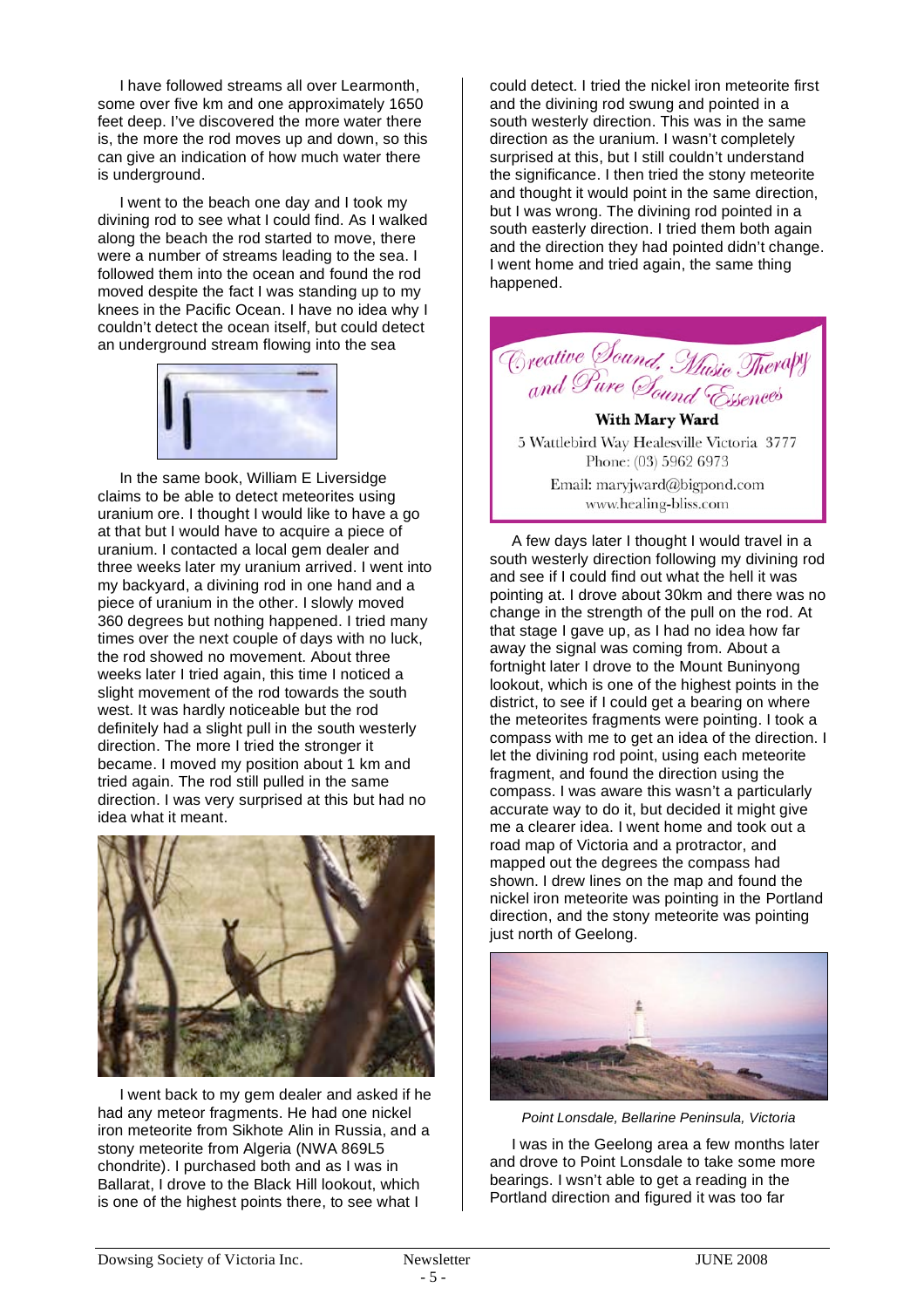I have followed streams all over Learmonth, some over five km and one approximately 1650 feet deep. I've discovered the more water there is, the more the rod moves up and down, so this can give an indication of how much water there is underground.

I went to the beach one day and I took my divining rod to see what I could find. As I walked along the beach the rod started to move, there were a number of streams leading to the sea. I followed them into the ocean and found the rod moved despite the fact I was standing up to my knees in the Pacific Ocean. I have no idea why I couldn't detect the ocean itself, but could detect an underground stream flowing into the sea

In the same book, William E Liversidge claims to be able to detect meteorites using uranium ore. I thought I would like to have a go at that but I would have to acquire a piece of uranium. I contacted a local gem dealer and three weeks later my uranium arrived. I went into my backyard, a divining rod in one hand and a piece of uranium in the other. I slowly moved 360 degrees but nothing happened. I tried many times over the next couple of days with no luck, the rod showed no movement. About three weeks later I tried again, this time I noticed a slight movement of the rod towards the south west. It was hardly noticeable but the rod definitely had a slight pull in the south westerly direction. The more I tried the stronger it became. I moved my position about 1 km and tried again. The rod still pulled in the same direction. I was very surprised at this but had no idea what it meant.

I went back to my gem dealer and asked if he had any meteor fragments. He had one nickel iron meteorite from Sikhote Alin in Russia, and a stony meteorite from Algeria (NWA 869L5 chondrite). I purchased both and as I was in Ballarat, I drove to the Black Hill lookout, which is one of the highest points there, to see what I could detect. I tried the nickel iron meteorite first and the divining rod swung and pointed in a south westerly direction. This was in the same direction as the uranium. I wasn't completely surprised at this, but I still couldn't understand the significance. I then tried the stony meteorite and thought it would point in the same direction, but I was wrong. The divining rod pointed in a south easterly direction. I tried them both again and the direction they had pointed didn't change. I went home and tried again, the same thing happened.

*Creative Sound, Music Therapy and Pure Sound Essences*

**With Mary Ward**

5 Wattlebird Way Healesville Victoria 3777
Phone: (03) 5962 6973
Email: maryjward@bigpond.com
www.healing-bliss.com

A few days later I thought I would travel in a south westerly direction following my divining rod and see if I could find out what the hell it was pointing at. I drove about 30km and there was no change in the strength of the pull on the rod. At that stage I gave up, as I had no idea how far away the signal was coming from. About a fortnight later I drove to the Mount Buninyong lookout, which is one of the highest points in the district, to see if I could get a bearing on where the meteorites fragments were pointing. I took a compass with me to get an idea of the direction. I let the divining rod point, using each meteorite fragment, and found the direction using the compass. I was aware this wasn't a particularly accurate way to do it, but decided it might give me a clearer idea. I went home and took out a road map of Victoria and a protractor, and mapped out the degrees the compass had shown. I drew lines on the map and found the nickel iron meteorite was pointing in the Portland direction, and the stony meteorite was pointing just north of Geelong.

*Point Lonsdale, Bellarine Peninsula, Victoria*

I was in the Geelong area a few months later and drove to Point Lonsdale to take some more bearings. I wsn't able to get a reading in the Portland direction and figured it was too far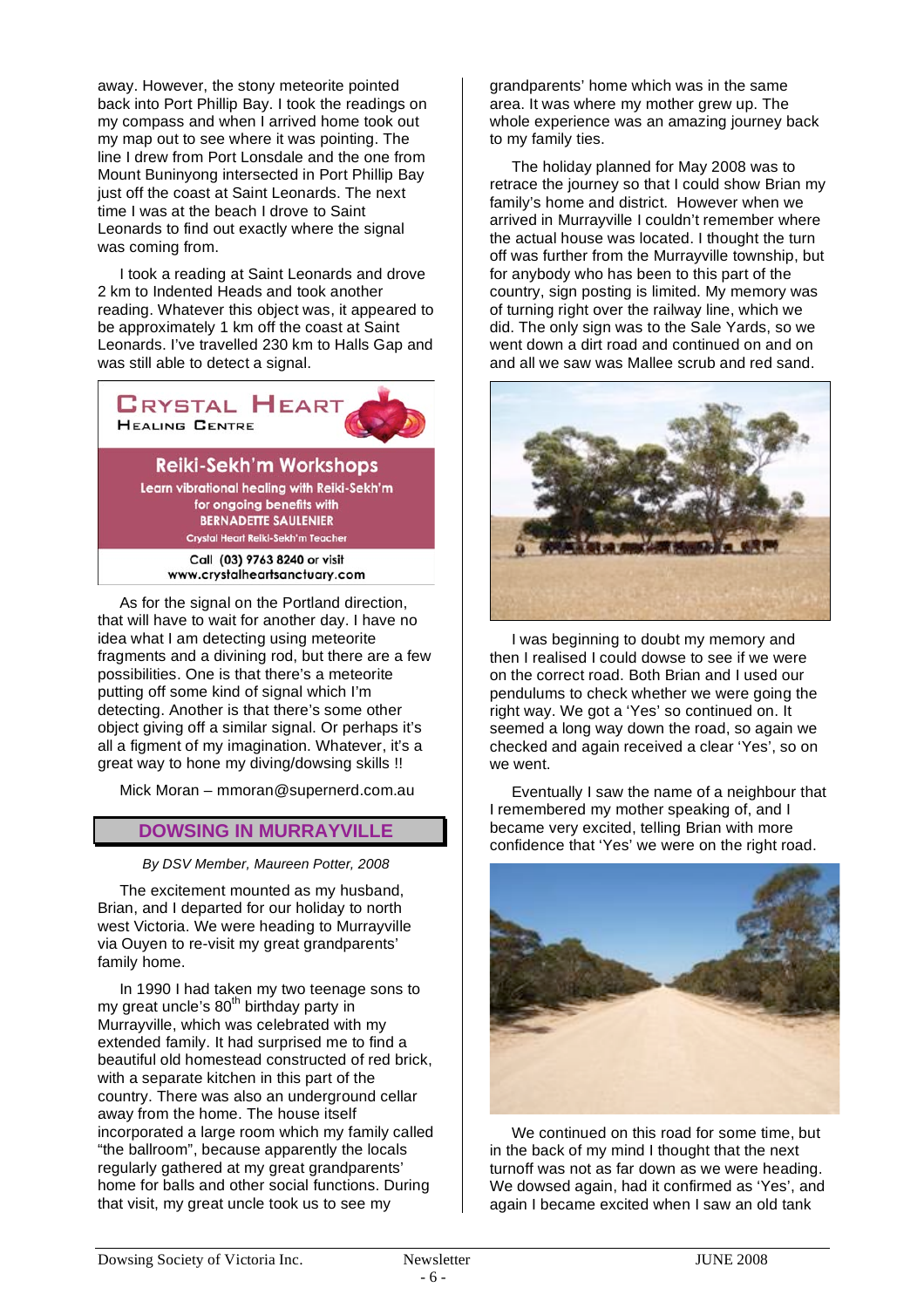away. However, the stony meteorite pointed back into Port Phillip Bay. I took the readings on my compass and when I arrived home took out my map out to see where it was pointing. The line I drew from Port Lonsdale and the one from Mount Buninyong intersected in Port Phillip Bay just off the coast at Saint Leonards. The next time I was at the beach I drove to Saint Leonards to find out exactly where the signal was coming from.

I took a reading at Saint Leonards and drove 2 km to Indented Heads and took another reading. Whatever this object was, it appeared to be approximately 1 km off the coast at Saint Leonards. I've travelled 230 km to Halls Gap and was still able to detect a signal.

**CRYSTAL HEART**
**HEALING CENTRE**

**Reiki-Sekh'm Workshops**
**Learn vibrational healing with Reiki-Sekh'm for ongoing benefits with BERNADETTE SAULENIER**
Crystal Heart Reiki-Sekh'm Teacher
Call **(03) 9763 8240** or visit **www.crystalheartsanctuary.com**

As for the signal on the Portland direction, that will have to wait for another day. I have no idea what I am detecting using meteorite fragments and a divining rod, but there are a few possibilities. One is that there's a meteorite putting off some kind of signal which I'm detecting. Another is that there's some other object giving off a similar signal. Or perhaps it's all a figment of my imagination. Whatever, it's a great way to hone my diving/dowsing skills !!

Mick Moran – mmoran@supernerd.com.au

## DOWSING IN MURRAYVILLE

*By DSV Member, Maureen Potter, 2008*

The excitement mounted as my husband, Brian, and I departed for our holiday to north west Victoria. We were heading to Murrayville via Ouyen to re-visit my great grandparents' family home.

In 1990 I had taken my two teenage sons to my great uncle's 80th birthday party in Murrayville, which was celebrated with my extended family. It had surprised me to find a beautiful old homestead constructed of red brick, with a separate kitchen in this part of the country. There was also an underground cellar away from the home. The house itself incorporated a large room which my family called "the ballroom", because apparently the locals regularly gathered at my great grandparents' home for balls and other social functions. During that visit, my great uncle took us to see my grandparents' home which was in the same area. It was where my mother grew up. The whole experience was an amazing journey back to my family ties.

The holiday planned for May 2008 was to retrace the journey so that I could show Brian my family's home and district. However when we arrived in Murrayville I couldn't remember where the actual house was located. I thought the turn off was further from the Murrayville township, but for anybody who has been to this part of the country, sign posting is limited. My memory was of turning right over the railway line, which we did. The only sign was to the Sale Yards, so we went down a dirt road and continued on and on and all we saw was Mallee scrub and red sand.

I was beginning to doubt my memory and then I realised I could dowse to see if we were on the correct road. Both Brian and I used our pendulums to check whether we were going the right way. We got a 'Yes' so continued on. It seemed a long way down the road, so again we checked and again received a clear 'Yes', so on we went.

Eventually I saw the name of a neighbour that I remembered my mother speaking of, and I became very excited, telling Brian with more confidence that 'Yes' we were on the right road.

We continued on this road for some time, but in the back of my mind I thought that the next turnoff was not as far down as we were heading. We dowsed again, had it confirmed as 'Yes', and again I became excited when I saw an old tank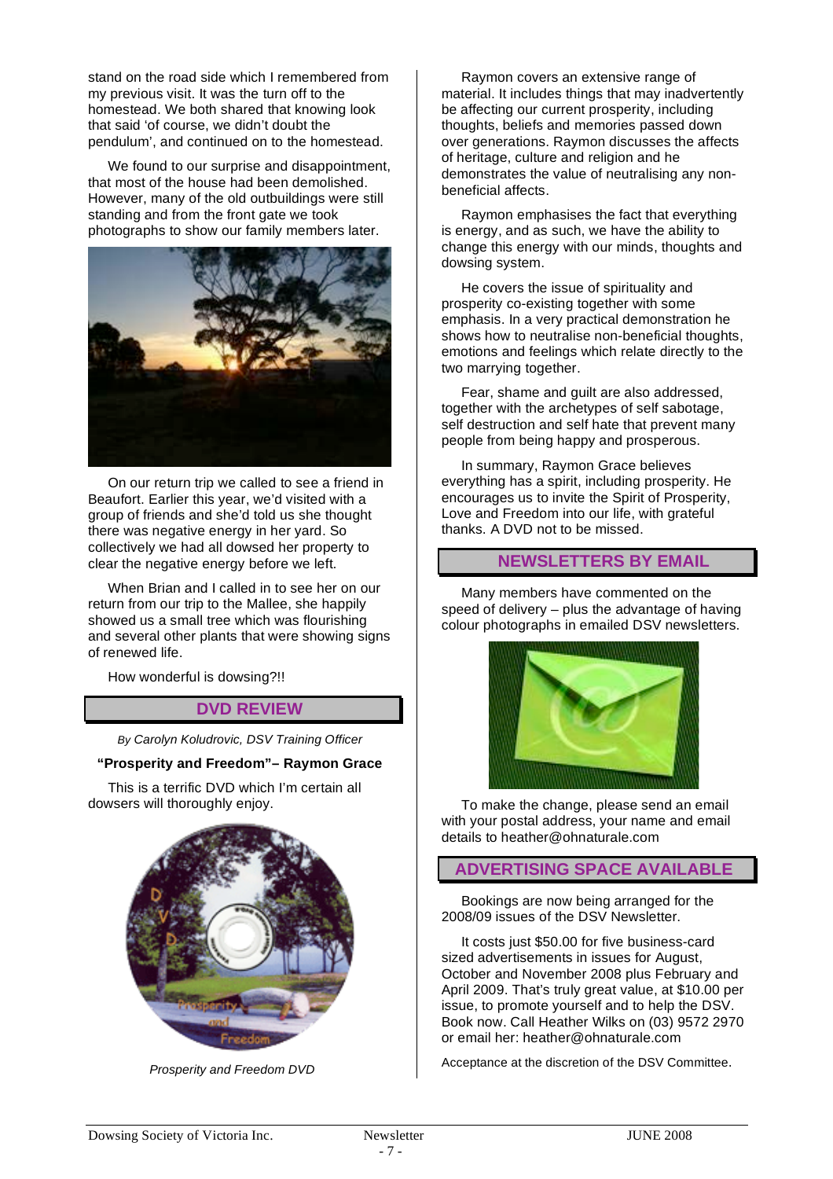stand on the road side which I remembered from my previous visit. It was the turn off to the homestead. We both shared that knowing look that said 'of course, we didn't doubt the pendulum', and continued on to the homestead.

We found to our surprise and disappointment, that most of the house had been demolished. However, many of the old outbuildings were still standing and from the front gate we took photographs to show our family members later.

On our return trip we called to see a friend in Beaufort. Earlier this year, we'd visited with a group of friends and she'd told us she thought there was negative energy in her yard. So collectively we had all dowsed her property to clear the negative energy before we left.

When Brian and I called in to see her on our return from our trip to the Mallee, she happily showed us a small tree which was flourishing and several other plants that were showing signs of renewed life.

How wonderful is dowsing?!!

## DVD REVIEW

*By Carolyn Koludrovic, DSV Training Officer*

**"Prosperity and Freedom"– Raymon Grace**

This is a terrific DVD which I'm certain all dowsers will thoroughly enjoy.

*Prosperity and Freedom DVD*

Raymon covers an extensive range of material. It includes things that may inadvertently be affecting our current prosperity, including thoughts, beliefs and memories passed down over generations. Raymon discusses the affects of heritage, culture and religion and he demonstrates the value of neutralising any non-beneficial affects.

Raymon emphasises the fact that everything is energy, and as such, we have the ability to change this energy with our minds, thoughts and dowsing system.

He covers the issue of spirituality and prosperity co-existing together with some emphasis. In a very practical demonstration he shows how to neutralise non-beneficial thoughts, emotions and feelings which relate directly to the two marrying together.

Fear, shame and guilt are also addressed, together with the archetypes of self sabotage, self destruction and self hate that prevent many people from being happy and prosperous.

In summary, Raymon Grace believes everything has a spirit, including prosperity. He encourages us to invite the Spirit of Prosperity, Love and Freedom into our life, with grateful thanks. A DVD not to be missed.

## NEWSLETTERS BY EMAIL

Many members have commented on the speed of delivery – plus the advantage of having colour photographs in emailed DSV newsletters.

To make the change, please send an email with your postal address, your name and email details to heather@ohnaturale.com

## ADVERTISING SPACE AVAILABLE

Bookings are now being arranged for the 2008/09 issues of the DSV Newsletter.

It costs just $50.00 for five business-card sized advertisements in issues for August, October and November 2008 plus February and April 2009. That's truly great value, at $10.00 per issue, to promote yourself and to help the DSV. Book now. Call Heather Wilks on (03) 9572 2970 or email her: heather@ohnaturale.com

Acceptance at the discretion of the DSV Committee.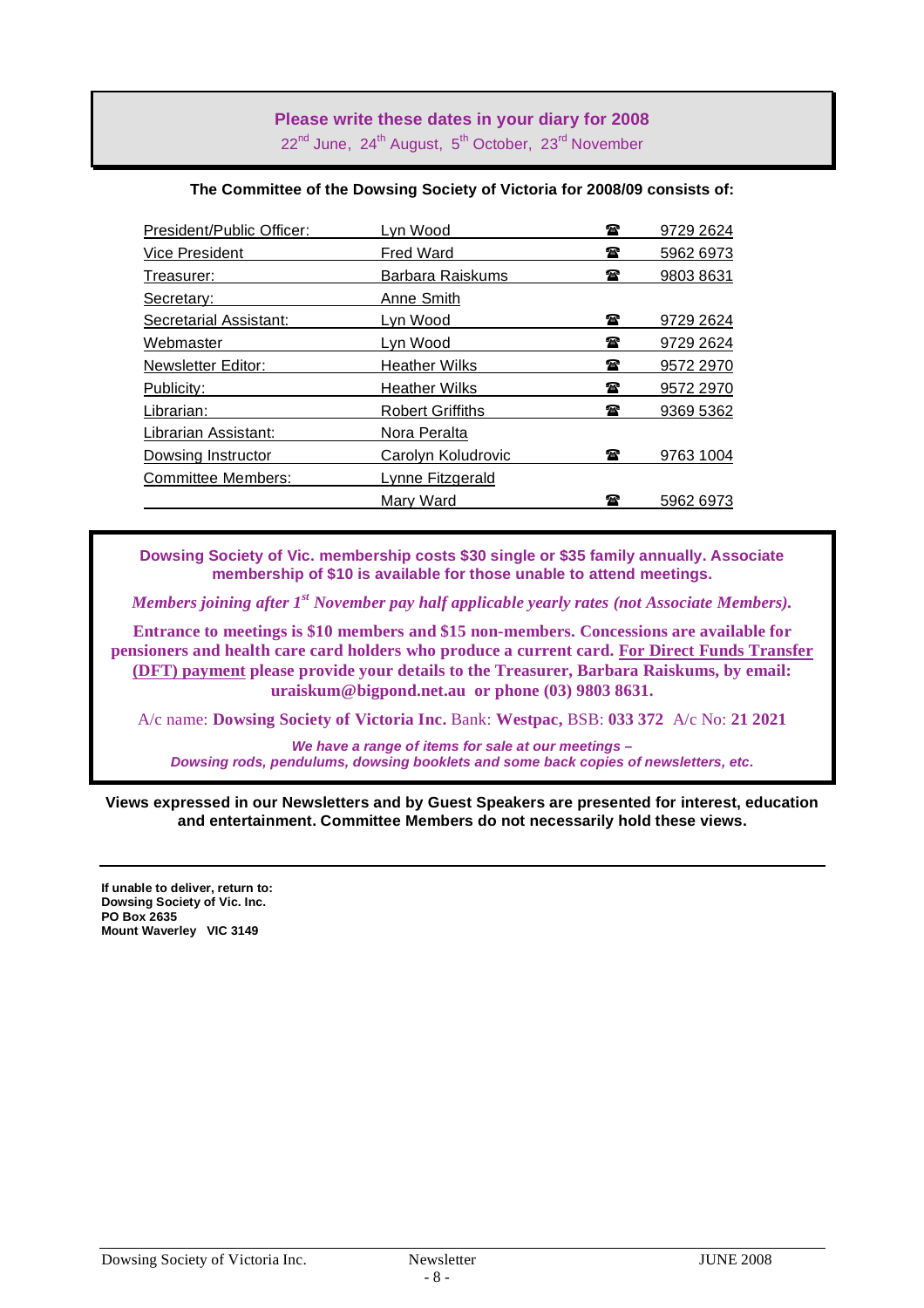**Please write these dates in your diary for 2008**

22nd June, 24th August, 5th October, 23rd November

**The Committee of the Dowsing Society of Victoria for 2008/09 consists of:**

| | | | |
|---|---|---|---|
| President/Public Officer: | Lyn Wood | ☎ | 9729 2624 |
| Vice President | Fred Ward | ☎ | 5962 6973 |
| Treasurer: | Barbara Raiskums | ☎ | 9803 8631 |
| Secretary: | Anne Smith | | |
| Secretarial Assistant: | Lyn Wood | ☎ | 9729 2624 |
| Webmaster | Lyn Wood | ☎ | 9729 2624 |
| Newsletter Editor: | Heather Wilks | ☎ | 9572 2970 |
| Publicity: | Heather Wilks | ☎ | 9572 2970 |
| Librarian: | Robert Griffiths | ☎ | 9369 5362 |
| Librarian Assistant: | Nora Peralta | | |
| Dowsing Instructor | Carolyn Koludrovic | ☎ | 9763 1004 |
| Committee Members: | Lynne Fitzgerald | | |
| | Mary Ward | ☎ | 5962 6973 |

**Dowsing Society of Vic. membership costs $30 single or $35 family annually. Associate membership of $10 is available for those unable to attend meetings.**

***Members joining after 1st November pay half applicable yearly rates (not Associate Members).***

**Entrance to meetings is $10 members and $15 non-members. Concessions are available for pensioners and health care card holders who produce a current card. For Direct Funds Transfer (DFT) payment please provide your details to the Treasurer, Barbara Raiskums, by email: uraiskum@bigpond.net.au or phone (03) 9803 8631.**

A/c name: **Dowsing Society of Victoria Inc.** Bank: **Westpac,** BSB: **033 372** A/c No: **21 2021**

***We have a range of items for sale at our meetings – Dowsing rods, pendulums, dowsing booklets and some back copies of newsletters, etc.***

**Views expressed in our Newsletters and by Guest Speakers are presented for interest, education and entertainment. Committee Members do not necessarily hold these views.**

---

**If unable to deliver, return to:**
**Dowsing Society of Vic. Inc.**
**PO Box 2635**
**Mount Waverley VIC 3149**